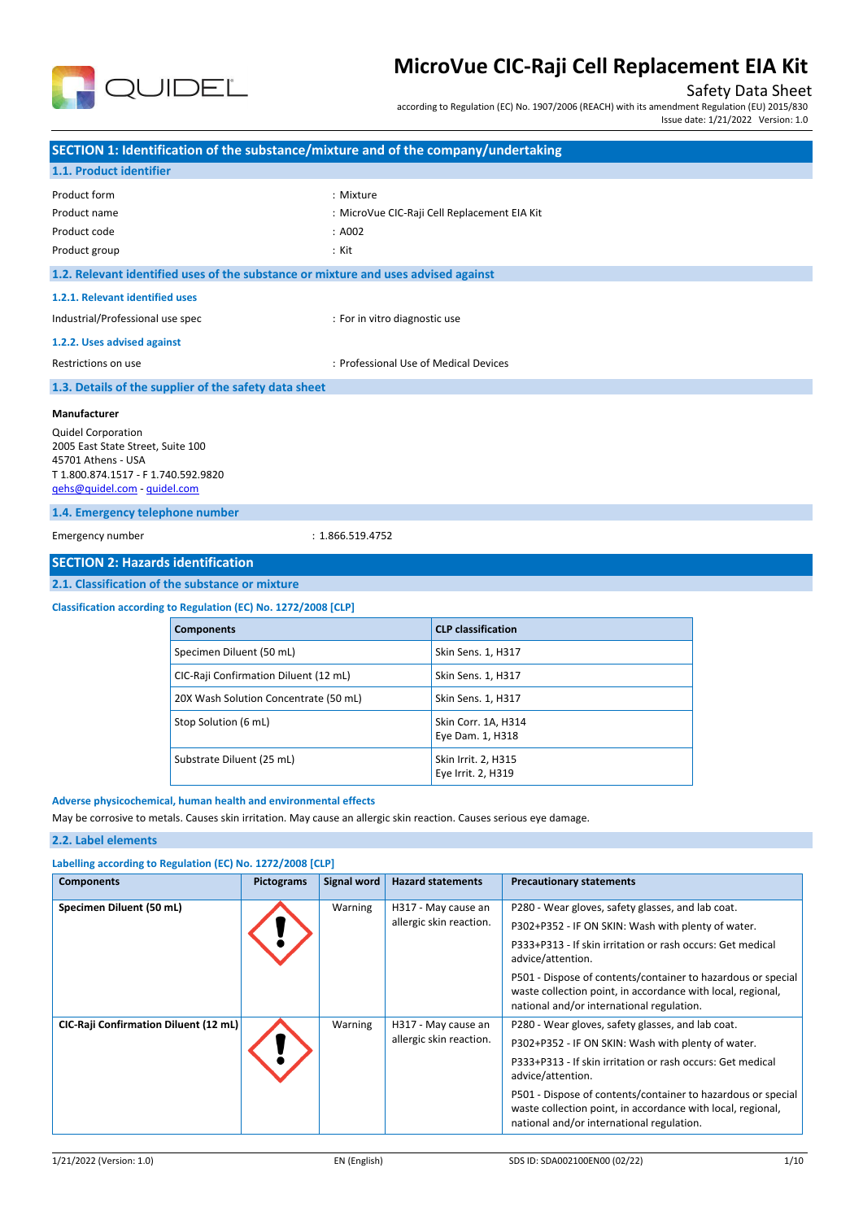# MicroVue CIC-Raji Cell Replacement EIA Kit

Safety Data Sheet

according to Regulation (EC) No. 1907/2006 (REACH) with its amendment Regulation (EU) 2015/830

Issue date: 1/21/2022 Version: 1.0

## SECTION 1: Identification of the substance/mixture and of the company/undertaking

### 1.1. Product identifier

| | |
|---|---|
| Product form | : Mixture |
| Product name | : MicroVue CIC-Raji Cell Replacement EIA Kit |
| Product code | : A002 |
| Product group | : Kit |

### 1.2. Relevant identified uses of the substance or mixture and uses advised against

#### 1.2.1. Relevant identified uses

| | |
|---|---|
| Industrial/Professional use spec | : For in vitro diagnostic use |

#### 1.2.2. Uses advised against

| | |
|---|---|
| Restrictions on use | : Professional Use of Medical Devices |

### 1.3. Details of the supplier of the safety data sheet

**Manufacturer**

Quidel Corporation
2005 East State Street, Suite 100
45701 Athens - USA
T 1.800.874.1517 - F 1.740.592.9820
qehs@quidel.com - quidel.com

### 1.4. Emergency telephone number

| | |
|---|---|
| Emergency number | : 1.866.519.4752 |

## SECTION 2: Hazards identification

### 2.1. Classification of the substance or mixture

#### Classification according to Regulation (EC) No. 1272/2008 [CLP]

| Components | CLP classification |
|---|---|
| Specimen Diluent (50 mL) | Skin Sens. 1, H317 |
| CIC-Raji Confirmation Diluent (12 mL) | Skin Sens. 1, H317 |
| 20X Wash Solution Concentrate (50 mL) | Skin Sens. 1, H317 |
| Stop Solution (6 mL) | Skin Corr. 1A, H314<br>Eye Dam. 1, H318 |
| Substrate Diluent (25 mL) | Skin Irrit. 2, H315<br>Eye Irrit. 2, H319 |

#### Adverse physicochemical, human health and environmental effects

May be corrosive to metals. Causes skin irritation. May cause an allergic skin reaction. Causes serious eye damage.

### 2.2. Label elements

#### Labelling according to Regulation (EC) No. 1272/2008 [CLP]

| Components | Pictograms | Signal word | Hazard statements | Precautionary statements |
|---|---|---|---|---|
| **Specimen Diluent (50 mL)** | | Warning | H317 - May cause an allergic skin reaction. | P280 - Wear gloves, safety glasses, and lab coat.<br>P302+P352 - IF ON SKIN: Wash with plenty of water.<br>P333+P313 - If skin irritation or rash occurs: Get medical advice/attention.<br>P501 - Dispose of contents/container to hazardous or special waste collection point, in accordance with local, regional, national and/or international regulation. |
| **CIC-Raji Confirmation Diluent (12 mL)** | | Warning | H317 - May cause an allergic skin reaction. | P280 - Wear gloves, safety glasses, and lab coat.<br>P302+P352 - IF ON SKIN: Wash with plenty of water.<br>P333+P313 - If skin irritation or rash occurs: Get medical advice/attention.<br>P501 - Dispose of contents/container to hazardous or special waste collection point, in accordance with local, regional, national and/or international regulation. |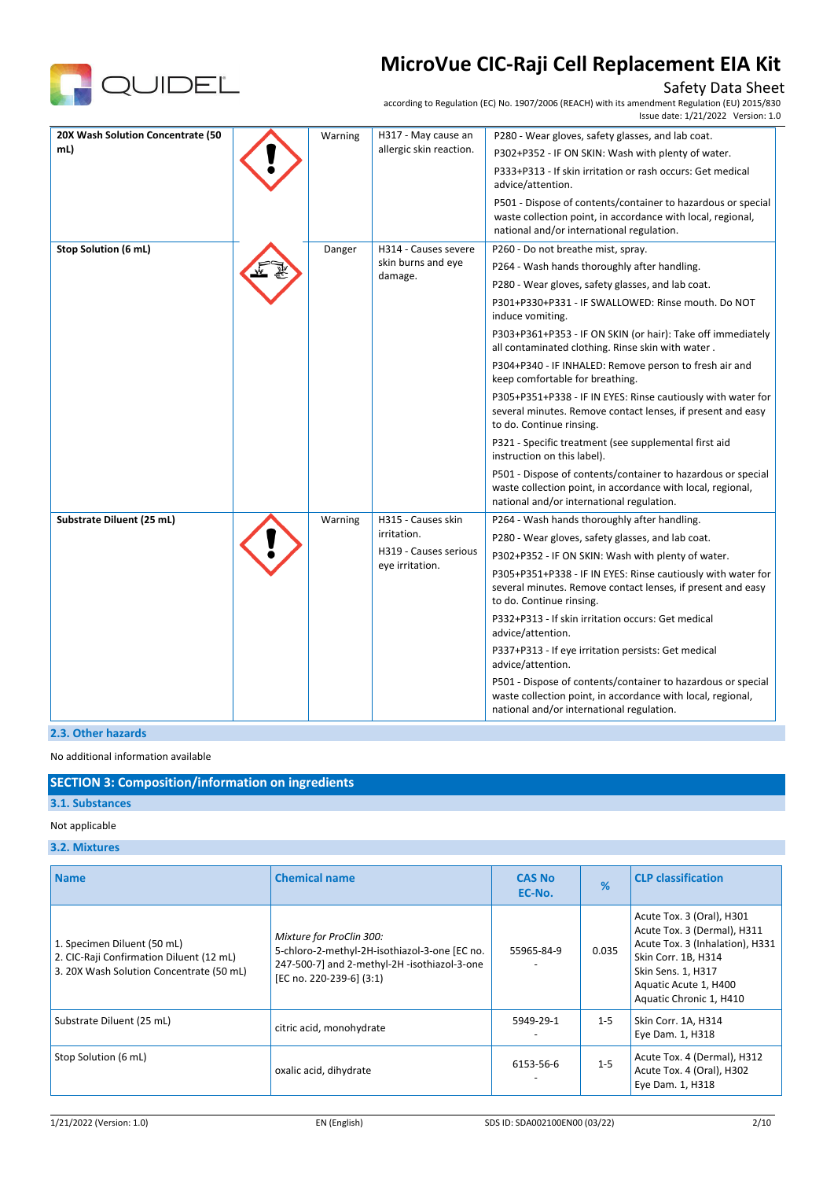| 20X Wash Solution Concentrate (50 mL) | | Warning | H317 - May cause an allergic skin reaction. | P280 - Wear gloves, safety glasses, and lab coat.<br>P302+P352 - IF ON SKIN: Wash with plenty of water.<br>P333+P313 - If skin irritation or rash occurs: Get medical advice/attention.<br>P501 - Dispose of contents/container to hazardous or special waste collection point, in accordance with local, regional, national and/or international regulation. |
|---|---|---|---|---|
| Stop Solution (6 mL) | | Danger | H314 - Causes severe skin burns and eye damage. | P260 - Do not breathe mist, spray.<br>P264 - Wash hands thoroughly after handling.<br>P280 - Wear gloves, safety glasses, and lab coat.<br>P301+P330+P331 - IF SWALLOWED: Rinse mouth. Do NOT induce vomiting.<br>P303+P361+P353 - IF ON SKIN (or hair): Take off immediately all contaminated clothing. Rinse skin with water .<br>P304+P340 - IF INHALED: Remove person to fresh air and keep comfortable for breathing.<br>P305+P351+P338 - IF IN EYES: Rinse cautiously with water for several minutes. Remove contact lenses, if present and easy to do. Continue rinsing.<br>P321 - Specific treatment (see supplemental first aid instruction on this label).<br>P501 - Dispose of contents/container to hazardous or special waste collection point, in accordance with local, regional, national and/or international regulation. |
| Substrate Diluent (25 mL) | | Warning | H315 - Causes skin irritation.<br>H319 - Causes serious eye irritation. | P264 - Wash hands thoroughly after handling.<br>P280 - Wear gloves, safety glasses, and lab coat.<br>P302+P352 - IF ON SKIN: Wash with plenty of water.<br>P305+P351+P338 - IF IN EYES: Rinse cautiously with water for several minutes. Remove contact lenses, if present and easy to do. Continue rinsing.<br>P332+P313 - If skin irritation occurs: Get medical advice/attention.<br>P337+P313 - If eye irritation persists: Get medical advice/attention.<br>P501 - Dispose of contents/container to hazardous or special waste collection point, in accordance with local, regional, national and/or international regulation. |

### 2.3. Other hazards

No additional information available

## SECTION 3: Composition/information on ingredients

### 3.1. Substances

Not applicable

### 3.2. Mixtures

| Name | Chemical name | CAS No<br>EC-No. | % | CLP classification |
|---|---|---|---|---|
| 1. Specimen Diluent (50 mL)<br>2. CIC-Raji Confirmation Diluent (12 mL)<br>3. 20X Wash Solution Concentrate (50 mL) | *Mixture for ProClin 300:*<br>5-chloro-2-methyl-2H-isothiazol-3-one [EC no. 247-500-7] and 2-methyl-2H -isothiazol-3-one [EC no. 220-239-6] (3:1) | 55965-84-9<br>- | 0.035 | Acute Tox. 3 (Oral), H301<br>Acute Tox. 3 (Dermal), H311<br>Acute Tox. 3 (Inhalation), H331<br>Skin Corr. 1B, H314<br>Skin Sens. 1, H317<br>Aquatic Acute 1, H400<br>Aquatic Chronic 1, H410 |
| Substrate Diluent (25 mL) | citric acid, monohydrate | 5949-29-1<br>- | 1-5 | Skin Corr. 1A, H314<br>Eye Dam. 1, H318 |
| Stop Solution (6 mL) | oxalic acid, dihydrate | 6153-56-6<br>- | 1-5 | Acute Tox. 4 (Dermal), H312<br>Acute Tox. 4 (Oral), H302<br>Eye Dam. 1, H318 |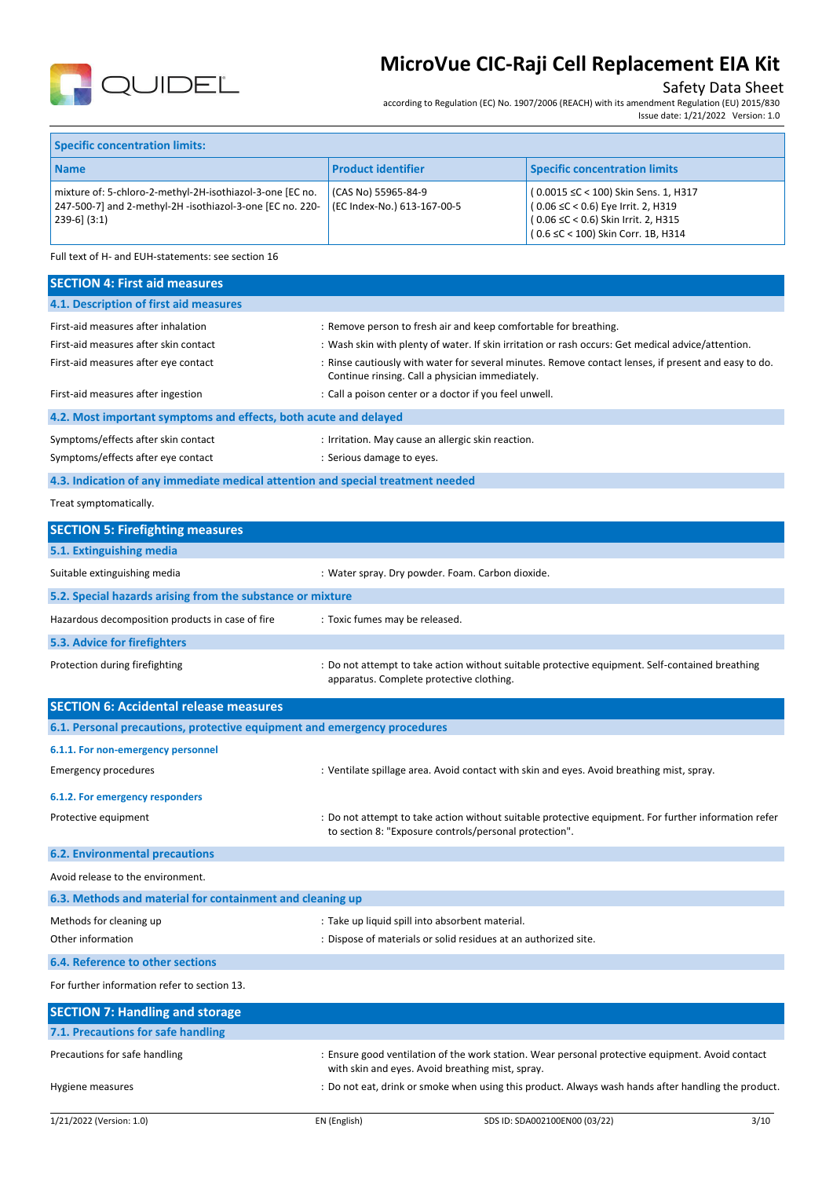| Specific concentration limits: | | |
|---|---|---|
| **Name** | **Product identifier** | **Specific concentration limits** |
| mixture of: 5-chloro-2-methyl-2H-isothiazol-3-one [EC no. 247-500-7] and 2-methyl-2H -isothiazol-3-one [EC no. 220-239-6] (3:1) | (CAS No) 55965-84-9<br>(EC Index-No.) 613-167-00-5 | ( 0.0015 ≤C < 100) Skin Sens. 1, H317<br>( 0.06 ≤C < 0.6) Eye Irrit. 2, H319<br>( 0.06 ≤C < 0.6) Skin Irrit. 2, H315<br>( 0.6 ≤C < 100) Skin Corr. 1B, H314 |

Full text of H- and EUH-statements: see section 16

## SECTION 4: First aid measures

### 4.1. Description of first aid measures

| | |
|---|---|
| First-aid measures after inhalation | : Remove person to fresh air and keep comfortable for breathing. |
| First-aid measures after skin contact | : Wash skin with plenty of water. If skin irritation or rash occurs: Get medical advice/attention. |
| First-aid measures after eye contact | : Rinse cautiously with water for several minutes. Remove contact lenses, if present and easy to do. Continue rinsing. Call a physician immediately. |
| First-aid measures after ingestion | : Call a poison center or a doctor if you feel unwell. |

### 4.2. Most important symptoms and effects, both acute and delayed

| | |
|---|---|
| Symptoms/effects after skin contact | : Irritation. May cause an allergic skin reaction. |
| Symptoms/effects after eye contact | : Serious damage to eyes. |

### 4.3. Indication of any immediate medical attention and special treatment needed

Treat symptomatically.

## SECTION 5: Firefighting measures

### 5.1. Extinguishing media

| | |
|---|---|
| Suitable extinguishing media | : Water spray. Dry powder. Foam. Carbon dioxide. |

### 5.2. Special hazards arising from the substance or mixture

| | |
|---|---|
| Hazardous decomposition products in case of fire | : Toxic fumes may be released. |

### 5.3. Advice for firefighters

| | |
|---|---|
| Protection during firefighting | : Do not attempt to take action without suitable protective equipment. Self-contained breathing apparatus. Complete protective clothing. |

## SECTION 6: Accidental release measures

### 6.1. Personal precautions, protective equipment and emergency procedures

#### 6.1.1. For non-emergency personnel

| | |
|---|---|
| Emergency procedures | : Ventilate spillage area. Avoid contact with skin and eyes. Avoid breathing mist, spray. |

#### 6.1.2. For emergency responders

| | |
|---|---|
| Protective equipment | : Do not attempt to take action without suitable protective equipment. For further information refer to section 8: "Exposure controls/personal protection". |

### 6.2. Environmental precautions

Avoid release to the environment.

### 6.3. Methods and material for containment and cleaning up

| | |
|---|---|
| Methods for cleaning up | : Take up liquid spill into absorbent material. |
| Other information | : Dispose of materials or solid residues at an authorized site. |

### 6.4. Reference to other sections

For further information refer to section 13.

## SECTION 7: Handling and storage

### 7.1. Precautions for safe handling

| | |
|---|---|
| Precautions for safe handling | : Ensure good ventilation of the work station. Wear personal protective equipment. Avoid contact with skin and eyes. Avoid breathing mist, spray. |
| Hygiene measures | : Do not eat, drink or smoke when using this product. Always wash hands after handling the product. |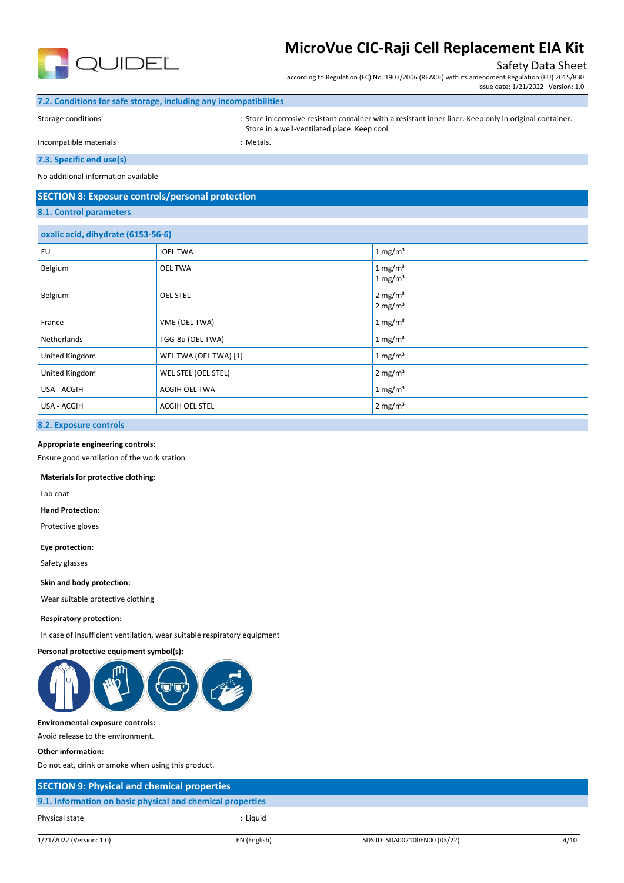### 7.2. Conditions for safe storage, including any incompatibilities

Storage conditions : Store in corrosive resistant container with a resistant inner liner. Keep only in original container. Store in a well-ventilated place. Keep cool.

Incompatible materials : Metals.

### 7.3. Specific end use(s)

No additional information available

## SECTION 8: Exposure controls/personal protection

### 8.1. Control parameters

| oxalic acid, dihydrate (6153-56-6) | | |
|---|---|---|
| EU | IOEL TWA | 1 mg/m³ |
| Belgium | OEL TWA | 1 mg/m³<br>1 mg/m³ |
| Belgium | OEL STEL | 2 mg/m³<br>2 mg/m³ |
| France | VME (OEL TWA) | 1 mg/m³ |
| Netherlands | TGG-8u (OEL TWA) | 1 mg/m³ |
| United Kingdom | WEL TWA (OEL TWA) [1] | 1 mg/m³ |
| United Kingdom | WEL STEL (OEL STEL) | 2 mg/m³ |
| USA - ACGIH | ACGIH OEL TWA | 1 mg/m³ |
| USA - ACGIH | ACGIH OEL STEL | 2 mg/m³ |

### 8.2. Exposure controls

**Appropriate engineering controls:**

Ensure good ventilation of the work station.

**Materials for protective clothing:**

Lab coat

**Hand Protection:**

Protective gloves

**Eye protection:**

Safety glasses

**Skin and body protection:**

Wear suitable protective clothing

**Respiratory protection:**

In case of insufficient ventilation, wear suitable respiratory equipment

**Personal protective equipment symbol(s):**

**Environmental exposure controls:**

Avoid release to the environment.

**Other information:**

Do not eat, drink or smoke when using this product.

## SECTION 9: Physical and chemical properties

### 9.1. Information on basic physical and chemical properties

Physical state : Liquid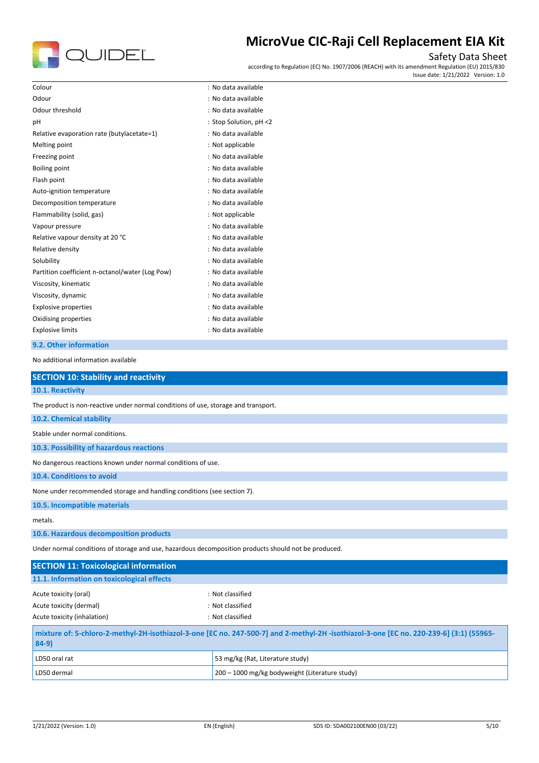| | |
|---|---|
| Colour | : No data available |
| Odour | : No data available |
| Odour threshold | : No data available |
| pH | : Stop Solution, pH <2 |
| Relative evaporation rate (butylacetate=1) | : No data available |
| Melting point | : Not applicable |
| Freezing point | : No data available |
| Boiling point | : No data available |
| Flash point | : No data available |
| Auto-ignition temperature | : No data available |
| Decomposition temperature | : No data available |
| Flammability (solid, gas) | : Not applicable |
| Vapour pressure | : No data available |
| Relative vapour density at 20 °C | : No data available |
| Relative density | : No data available |
| Solubility | : No data available |
| Partition coefficient n-octanol/water (Log Pow) | : No data available |
| Viscosity, kinematic | : No data available |
| Viscosity, dynamic | : No data available |
| Explosive properties | : No data available |
| Oxidising properties | : No data available |
| Explosive limits | : No data available |

### 9.2. Other information

No additional information available

## SECTION 10: Stability and reactivity

### 10.1. Reactivity

The product is non-reactive under normal conditions of use, storage and transport.

### 10.2. Chemical stability

Stable under normal conditions.

### 10.3. Possibility of hazardous reactions

No dangerous reactions known under normal conditions of use.

### 10.4. Conditions to avoid

None under recommended storage and handling conditions (see section 7).

### 10.5. Incompatible materials

metals.

### 10.6. Hazardous decomposition products

Under normal conditions of storage and use, hazardous decomposition products should not be produced.

## SECTION 11: Toxicological information

### 11.1. Information on toxicological effects

| | |
|---|---|
| Acute toxicity (oral) | : Not classified |
| Acute toxicity (dermal) | : Not classified |
| Acute toxicity (inhalation) | : Not classified |

| mixture of: 5-chloro-2-methyl-2H-isothiazol-3-one [EC no. 247-500-7] and 2-methyl-2H -isothiazol-3-one [EC no. 220-239-6] (3:1) (55965-84-9) | |
|---|---|
| LD50 oral rat | 53 mg/kg (Rat, Literature study) |
| LD50 dermal | 200 – 1000 mg/kg bodyweight (Literature study) |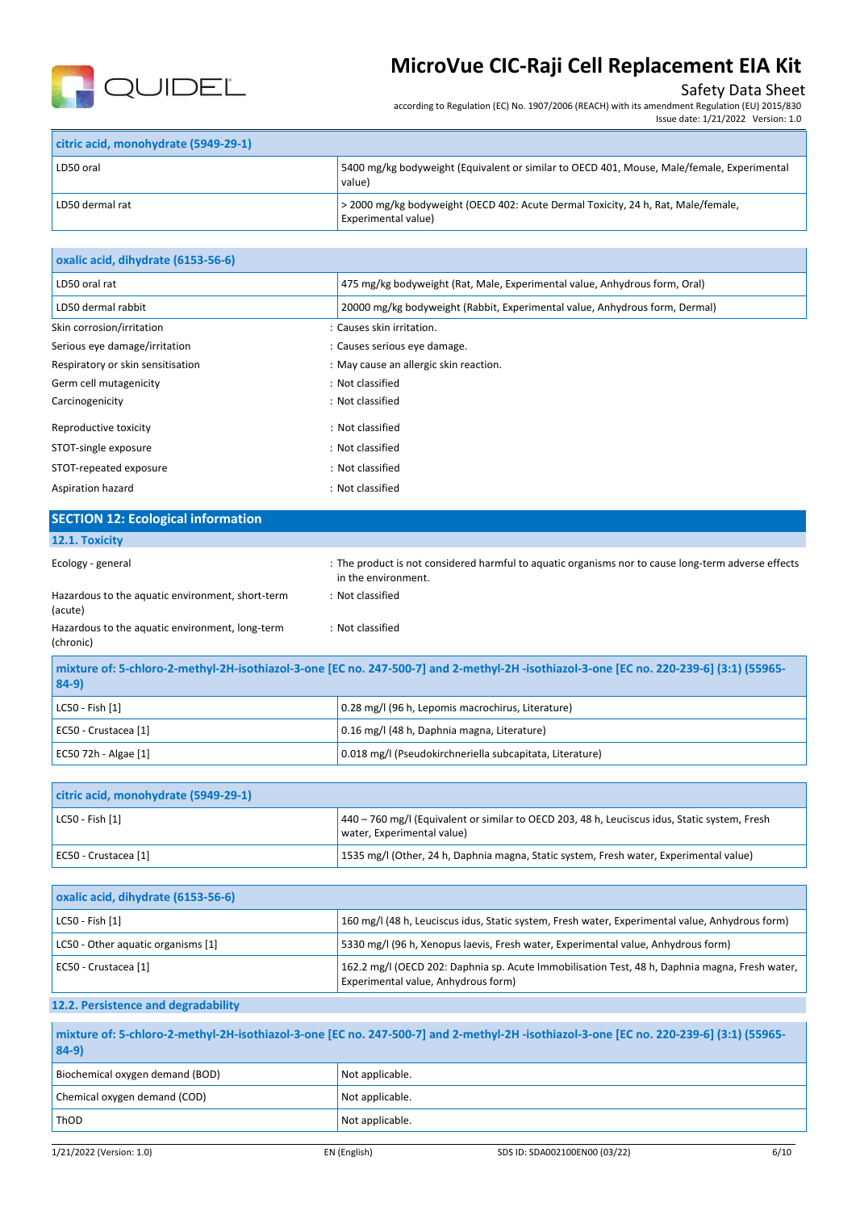| citric acid, monohydrate (5949-29-1) | |
|---|---|
| LD50 oral | 5400 mg/kg bodyweight (Equivalent or similar to OECD 401, Mouse, Male/female, Experimental value) |
| LD50 dermal rat | > 2000 mg/kg bodyweight (OECD 402: Acute Dermal Toxicity, 24 h, Rat, Male/female, Experimental value) |

| oxalic acid, dihydrate (6153-56-6) | |
|---|---|
| LD50 oral rat | 475 mg/kg bodyweight (Rat, Male, Experimental value, Anhydrous form, Oral) |
| LD50 dermal rabbit | 20000 mg/kg bodyweight (Rabbit, Experimental value, Anhydrous form, Dermal) |

Skin corrosion/irritation : Causes skin irritation.

Serious eye damage/irritation : Causes serious eye damage.

Respiratory or skin sensitisation : May cause an allergic skin reaction.

Germ cell mutagenicity : Not classified

Carcinogenicity : Not classified

Reproductive toxicity : Not classified

STOT-single exposure : Not classified

STOT-repeated exposure : Not classified

Aspiration hazard : Not classified

## SECTION 12: Ecological information

### 12.1. Toxicity

Ecology - general : The product is not considered harmful to aquatic organisms nor to cause long-term adverse effects in the environment.

Hazardous to the aquatic environment, short-term (acute) : Not classified

Hazardous to the aquatic environment, long-term (chronic) : Not classified

| mixture of: 5-chloro-2-methyl-2H-isothiazol-3-one [EC no. 247-500-7] and 2-methyl-2H -isothiazol-3-one [EC no. 220-239-6] (3:1) (55965-84-9) | |
|---|---|
| LC50 - Fish [1] | 0.28 mg/l (96 h, Lepomis macrochirus, Literature) |
| EC50 - Crustacea [1] | 0.16 mg/l (48 h, Daphnia magna, Literature) |
| EC50 72h - Algae [1] | 0.018 mg/l (Pseudokirchneriella subcapitata, Literature) |

| citric acid, monohydrate (5949-29-1) | |
|---|---|
| LC50 - Fish [1] | 440 – 760 mg/l (Equivalent or similar to OECD 203, 48 h, Leuciscus idus, Static system, Fresh water, Experimental value) |
| EC50 - Crustacea [1] | 1535 mg/l (Other, 24 h, Daphnia magna, Static system, Fresh water, Experimental value) |

| oxalic acid, dihydrate (6153-56-6) | |
|---|---|
| LC50 - Fish [1] | 160 mg/l (48 h, Leuciscus idus, Static system, Fresh water, Experimental value, Anhydrous form) |
| LC50 - Other aquatic organisms [1] | 5330 mg/l (96 h, Xenopus laevis, Fresh water, Experimental value, Anhydrous form) |
| EC50 - Crustacea [1] | 162.2 mg/l (OECD 202: Daphnia sp. Acute Immobilisation Test, 48 h, Daphnia magna, Fresh water, Experimental value, Anhydrous form) |

### 12.2. Persistence and degradability

| mixture of: 5-chloro-2-methyl-2H-isothiazol-3-one [EC no. 247-500-7] and 2-methyl-2H -isothiazol-3-one [EC no. 220-239-6] (3:1) (55965-84-9) | |
|---|---|
| Biochemical oxygen demand (BOD) | Not applicable. |
| Chemical oxygen demand (COD) | Not applicable. |
| ThOD | Not applicable. |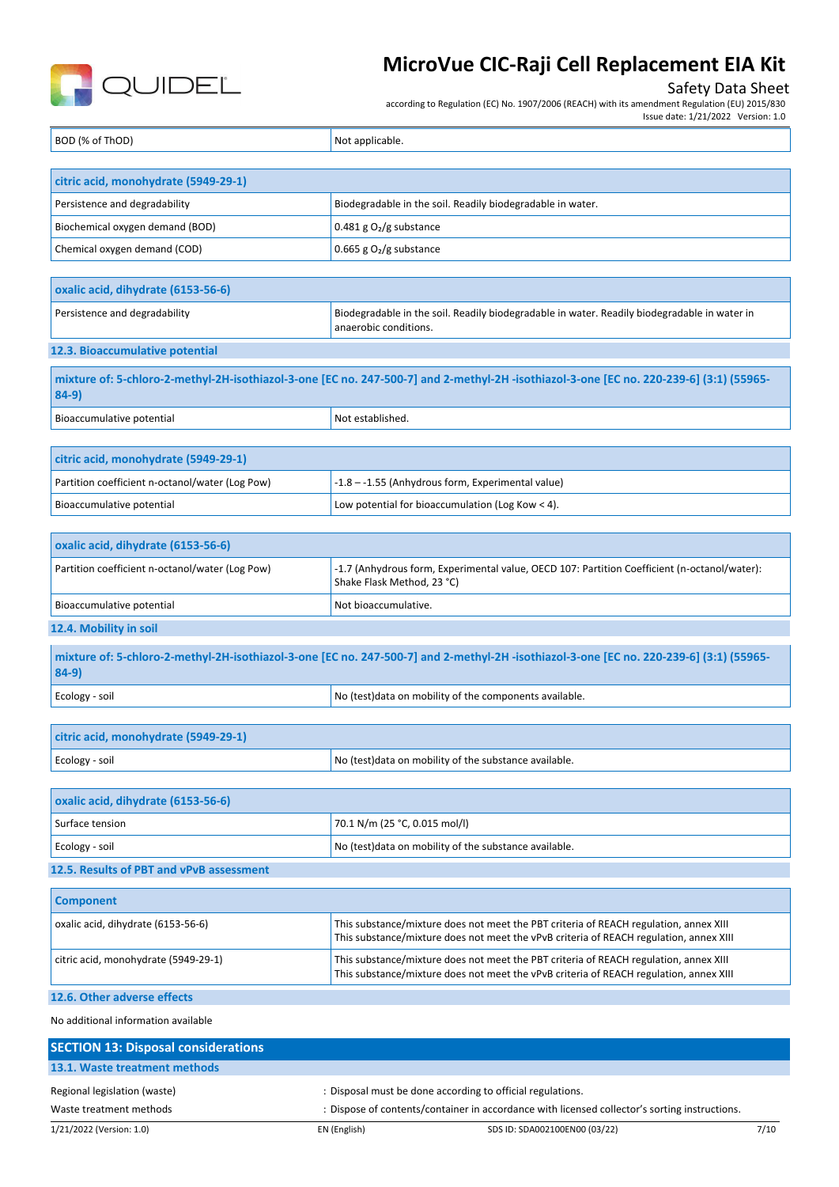| BOD (% of ThOD) | Not applicable. |
|---|---|

| citric acid, monohydrate (5949-29-1) | |
|---|---|
| Persistence and degradability | Biodegradable in the soil. Readily biodegradable in water. |
| Biochemical oxygen demand (BOD) | 0.481 g $O_2$/g substance |
| Chemical oxygen demand (COD) | 0.665 g $O_2$/g substance |

| oxalic acid, dihydrate (6153-56-6) | |
|---|---|
| Persistence and degradability | Biodegradable in the soil. Readily biodegradable in water. Readily biodegradable in water in anaerobic conditions. |

### 12.3. Bioaccumulative potential

| mixture of: 5-chloro-2-methyl-2H-isothiazol-3-one [EC no. 247-500-7] and 2-methyl-2H -isothiazol-3-one [EC no. 220-239-6] (3:1) (55965-84-9) | |
|---|---|
| Bioaccumulative potential | Not established. |

| citric acid, monohydrate (5949-29-1) | |
|---|---|
| Partition coefficient n-octanol/water (Log Pow) | -1.8 – -1.55 (Anhydrous form, Experimental value) |
| Bioaccumulative potential | Low potential for bioaccumulation (Log Kow < 4). |

| oxalic acid, dihydrate (6153-56-6) | |
|---|---|
| Partition coefficient n-octanol/water (Log Pow) | -1.7 (Anhydrous form, Experimental value, OECD 107: Partition Coefficient (n-octanol/water): Shake Flask Method, 23 °C) |
| Bioaccumulative potential | Not bioaccumulative. |

### 12.4. Mobility in soil

| mixture of: 5-chloro-2-methyl-2H-isothiazol-3-one [EC no. 247-500-7] and 2-methyl-2H -isothiazol-3-one [EC no. 220-239-6] (3:1) (55965-84-9) | |
|---|---|
| Ecology - soil | No (test)data on mobility of the components available. |

| citric acid, monohydrate (5949-29-1) | |
|---|---|
| Ecology - soil | No (test)data on mobility of the substance available. |

| oxalic acid, dihydrate (6153-56-6) | |
|---|---|
| Surface tension | 70.1 N/m (25 °C, 0.015 mol/l) |
| Ecology - soil | No (test)data on mobility of the substance available. |

### 12.5. Results of PBT and vPvB assessment

| Component | |
|---|---|
| oxalic acid, dihydrate (6153-56-6) | This substance/mixture does not meet the PBT criteria of REACH regulation, annex XIII<br>This substance/mixture does not meet the vPvB criteria of REACH regulation, annex XIII |
| citric acid, monohydrate (5949-29-1) | This substance/mixture does not meet the PBT criteria of REACH regulation, annex XIII<br>This substance/mixture does not meet the vPvB criteria of REACH regulation, annex XIII |

### 12.6. Other adverse effects

No additional information available

## SECTION 13: Disposal considerations

### 13.1. Waste treatment methods

Regional legislation (waste) : Disposal must be done according to official regulations.

Waste treatment methods : Dispose of contents/container in accordance with licensed collector's sorting instructions.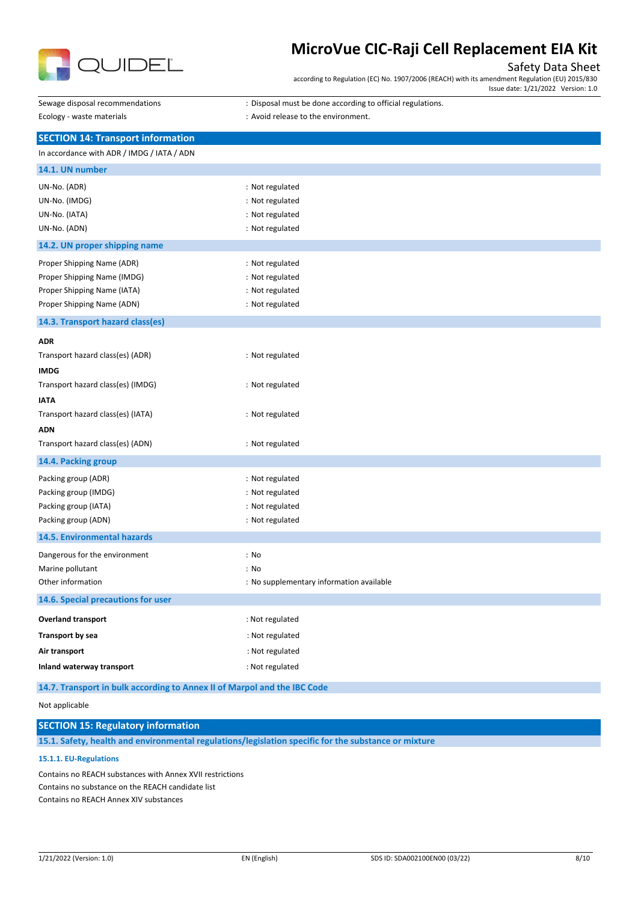Sewage disposal recommendations : Disposal must be done according to official regulations.

Ecology - waste materials : Avoid release to the environment.

## SECTION 14: Transport information

In accordance with ADR / IMDG / IATA / ADN

### 14.1. UN number

| | |
|---|---|
| UN-No. (ADR) | : Not regulated |
| UN-No. (IMDG) | : Not regulated |
| UN-No. (IATA) | : Not regulated |
| UN-No. (ADN) | : Not regulated |

### 14.2. UN proper shipping name

| | |
|---|---|
| Proper Shipping Name (ADR) | : Not regulated |
| Proper Shipping Name (IMDG) | : Not regulated |
| Proper Shipping Name (IATA) | : Not regulated |
| Proper Shipping Name (ADN) | : Not regulated |

### 14.3. Transport hazard class(es)

**ADR**

Transport hazard class(es) (ADR) : Not regulated

**IMDG**

Transport hazard class(es) (IMDG) : Not regulated

**IATA**

Transport hazard class(es) (IATA) : Not regulated

**ADN**

Transport hazard class(es) (ADN) : Not regulated

### 14.4. Packing group

| | |
|---|---|
| Packing group (ADR) | : Not regulated |
| Packing group (IMDG) | : Not regulated |
| Packing group (IATA) | : Not regulated |
| Packing group (ADN) | : Not regulated |

### 14.5. Environmental hazards

| | |
|---|---|
| Dangerous for the environment | : No |
| Marine pollutant | : No |
| Other information | : No supplementary information available |

### 14.6. Special precautions for user

| | |
|---|---|
| **Overland transport** | : Not regulated |
| **Transport by sea** | : Not regulated |
| **Air transport** | : Not regulated |
| **Inland waterway transport** | : Not regulated |

### 14.7. Transport in bulk according to Annex II of Marpol and the IBC Code

Not applicable

## SECTION 15: Regulatory information

### 15.1. Safety, health and environmental regulations/legislation specific for the substance or mixture

#### 15.1.1. EU-Regulations

Contains no REACH substances with Annex XVII restrictions

Contains no substance on the REACH candidate list

Contains no REACH Annex XIV substances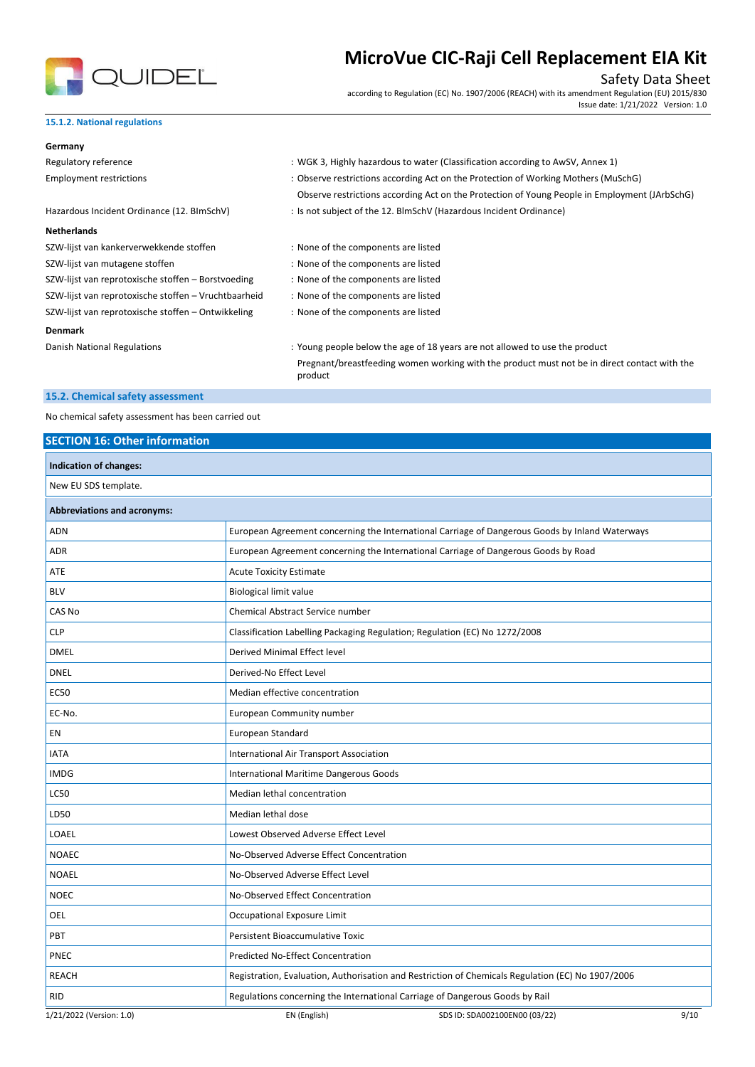#### 15.1.2. National regulations

**Germany**

| | |
|---|---|
| Regulatory reference | : WGK 3, Highly hazardous to water (Classification according to AwSV, Annex 1) |
| Employment restrictions | : Observe restrictions according Act on the Protection of Working Mothers (MuSchG) |
| | Observe restrictions according Act on the Protection of Young People in Employment (JArbSchG) |
| Hazardous Incident Ordinance (12. BImSchV) | : Is not subject of the 12. BlmSchV (Hazardous Incident Ordinance) |

**Netherlands**

| | |
|---|---|
| SZW-lijst van kankerverwekkende stoffen | : None of the components are listed |
| SZW-lijst van mutagene stoffen | : None of the components are listed |
| SZW-lijst van reprotoxische stoffen – Borstvoeding | : None of the components are listed |
| SZW-lijst van reprotoxische stoffen – Vruchtbaarheid | : None of the components are listed |
| SZW-lijst van reprotoxische stoffen – Ontwikkeling | : None of the components are listed |

**Denmark**

| | |
|---|---|
| Danish National Regulations | : Young people below the age of 18 years are not allowed to use the product |
| | Pregnant/breastfeeding women working with the product must not be in direct contact with the product |

### 15.2. Chemical safety assessment

No chemical safety assessment has been carried out

## SECTION 16: Other information

**Indication of changes:**

New EU SDS template.

**Abbreviations and acronyms:**

| | |
|---|---|
| ADN | European Agreement concerning the International Carriage of Dangerous Goods by Inland Waterways |
| ADR | European Agreement concerning the International Carriage of Dangerous Goods by Road |
| ATE | Acute Toxicity Estimate |
| BLV | Biological limit value |
| CAS No | Chemical Abstract Service number |
| CLP | Classification Labelling Packaging Regulation; Regulation (EC) No 1272/2008 |
| DMEL | Derived Minimal Effect level |
| DNEL | Derived-No Effect Level |
| EC50 | Median effective concentration |
| EC-No. | European Community number |
| EN | European Standard |
| IATA | International Air Transport Association |
| IMDG | International Maritime Dangerous Goods |
| LC50 | Median lethal concentration |
| LD50 | Median lethal dose |
| LOAEL | Lowest Observed Adverse Effect Level |
| NOAEC | No-Observed Adverse Effect Concentration |
| NOAEL | No-Observed Adverse Effect Level |
| NOEC | No-Observed Effect Concentration |
| OEL | Occupational Exposure Limit |
| PBT | Persistent Bioaccumulative Toxic |
| PNEC | Predicted No-Effect Concentration |
| REACH | Registration, Evaluation, Authorisation and Restriction of Chemicals Regulation (EC) No 1907/2006 |
| RID | Regulations concerning the International Carriage of Dangerous Goods by Rail |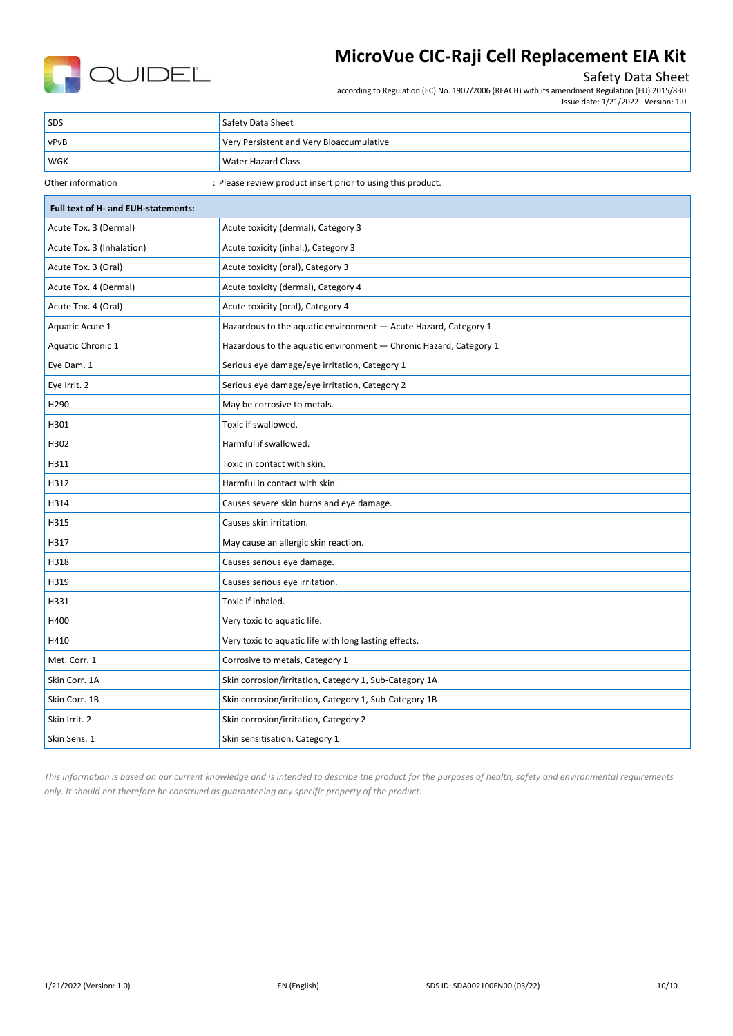| | |
|---|---|
| SDS | Safety Data Sheet |
| vPvB | Very Persistent and Very Bioaccumulative |
| WGK | Water Hazard Class |

Other information : Please review product insert prior to using this product.

| Full text of H- and EUH-statements: | |
|---|---|
| Acute Tox. 3 (Dermal) | Acute toxicity (dermal), Category 3 |
| Acute Tox. 3 (Inhalation) | Acute toxicity (inhal.), Category 3 |
| Acute Tox. 3 (Oral) | Acute toxicity (oral), Category 3 |
| Acute Tox. 4 (Dermal) | Acute toxicity (dermal), Category 4 |
| Acute Tox. 4 (Oral) | Acute toxicity (oral), Category 4 |
| Aquatic Acute 1 | Hazardous to the aquatic environment — Acute Hazard, Category 1 |
| Aquatic Chronic 1 | Hazardous to the aquatic environment — Chronic Hazard, Category 1 |
| Eye Dam. 1 | Serious eye damage/eye irritation, Category 1 |
| Eye Irrit. 2 | Serious eye damage/eye irritation, Category 2 |
| H290 | May be corrosive to metals. |
| H301 | Toxic if swallowed. |
| H302 | Harmful if swallowed. |
| H311 | Toxic in contact with skin. |
| H312 | Harmful in contact with skin. |
| H314 | Causes severe skin burns and eye damage. |
| H315 | Causes skin irritation. |
| H317 | May cause an allergic skin reaction. |
| H318 | Causes serious eye damage. |
| H319 | Causes serious eye irritation. |
| H331 | Toxic if inhaled. |
| H400 | Very toxic to aquatic life. |
| H410 | Very toxic to aquatic life with long lasting effects. |
| Met. Corr. 1 | Corrosive to metals, Category 1 |
| Skin Corr. 1A | Skin corrosion/irritation, Category 1, Sub-Category 1A |
| Skin Corr. 1B | Skin corrosion/irritation, Category 1, Sub-Category 1B |
| Skin Irrit. 2 | Skin corrosion/irritation, Category 2 |
| Skin Sens. 1 | Skin sensitisation, Category 1 |

*This information is based on our current knowledge and is intended to describe the product for the purposes of health, safety and environmental requirements only. It should not therefore be construed as guaranteeing any specific property of the product.*